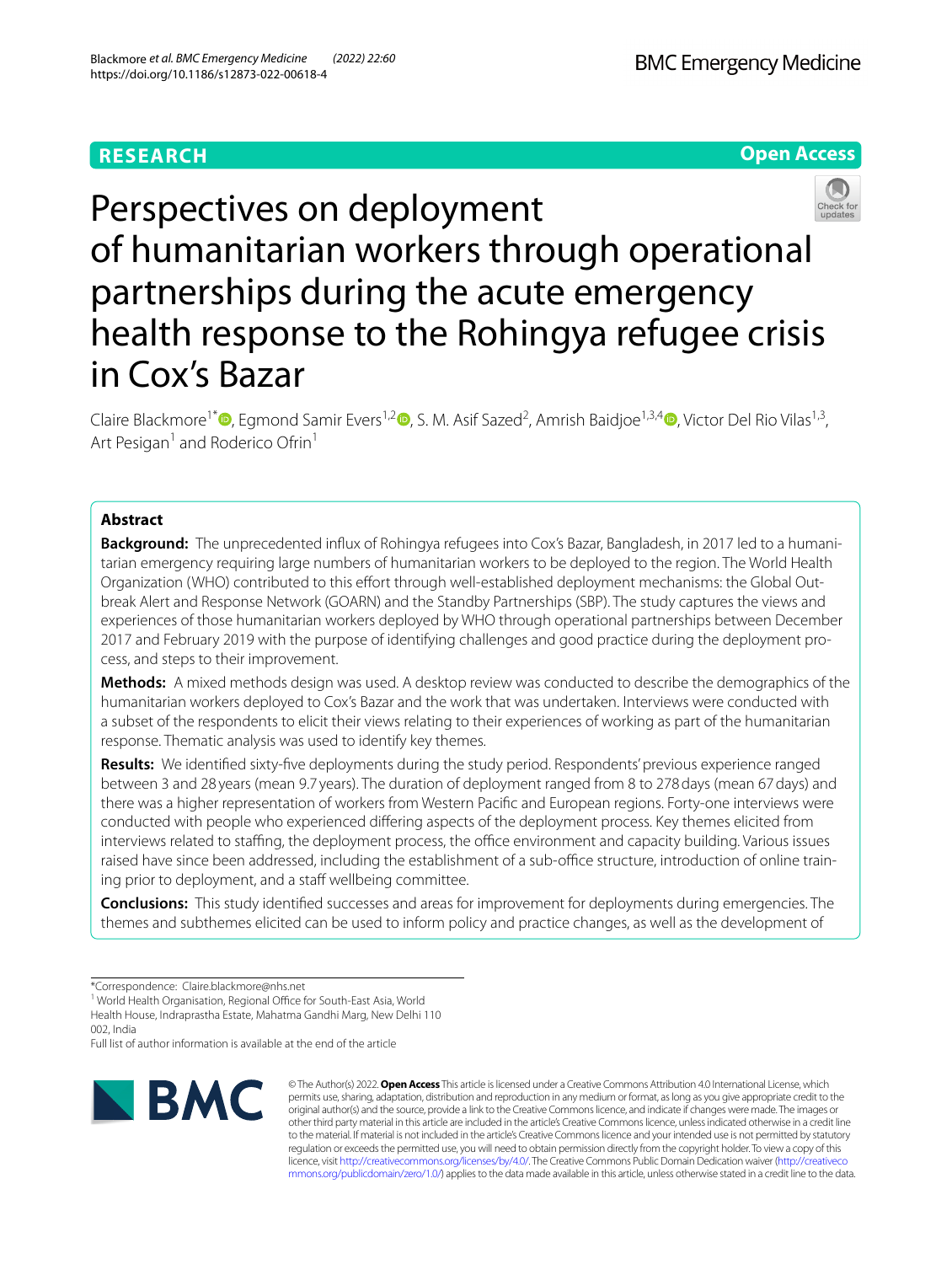RESEARCH

Open Access

# Perspectives on deployment of humanitarian workers through operational partnerships during the acute emergency health response to the Rohingya refugee crisis in Cox's Bazar

Claire Blackmore[1*], Egmond Samir Evers[1,2], S. M. Asif Sazed[2], Amrish Baidjoe[1,3,4], Victor Del Rio Vilas[1,3], Art Pesigan[1] and Roderico Ofrin[1]

## Abstract

**Background:** The unprecedented influx of Rohingya refugees into Cox's Bazar, Bangladesh, in 2017 led to a humanitarian emergency requiring large numbers of humanitarian workers to be deployed to the region. The World Health Organization (WHO) contributed to this effort through well-established deployment mechanisms: the Global Outbreak Alert and Response Network (GOARN) and the Standby Partnerships (SBP). The study captures the views and experiences of those humanitarian workers deployed by WHO through operational partnerships between December 2017 and February 2019 with the purpose of identifying challenges and good practice during the deployment process, and steps to their improvement.

**Methods:** A mixed methods design was used. A desktop review was conducted to describe the demographics of the humanitarian workers deployed to Cox's Bazar and the work that was undertaken. Interviews were conducted with a subset of the respondents to elicit their views relating to their experiences of working as part of the humanitarian response. Thematic analysis was used to identify key themes.

**Results:** We identified sixty-five deployments during the study period. Respondents' previous experience ranged between 3 and 28 years (mean 9.7 years). The duration of deployment ranged from 8 to 278 days (mean 67 days) and there was a higher representation of workers from Western Pacific and European regions. Forty-one interviews were conducted with people who experienced differing aspects of the deployment process. Key themes elicited from interviews related to staffing, the deployment process, the office environment and capacity building. Various issues raised have since been addressed, including the establishment of a sub-office structure, introduction of online training prior to deployment, and a staff wellbeing committee.

**Conclusions:** This study identified successes and areas for improvement for deployments during emergencies. The themes and subthemes elicited can be used to inform policy and practice changes, as well as the development of

*Correspondence: Claire.blackmore@nhs.net

[1] World Health Organisation, Regional Office for South-East Asia, World Health House, Indraprastha Estate, Mahatma Gandhi Marg, New Delhi 110 002, India

Full list of author information is available at the end of the article

© The Author(s) 2022. **Open Access** This article is licensed under a Creative Commons Attribution 4.0 International License, which permits use, sharing, adaptation, distribution and reproduction in any medium or format, as long as you give appropriate credit to the original author(s) and the source, provide a link to the Creative Commons licence, and indicate if changes were made. The images or other third party material in this article are included in the article's Creative Commons licence, unless indicated otherwise in a credit line to the material. If material is not included in the article's Creative Commons licence and your intended use is not permitted by statutory regulation or exceeds the permitted use, you will need to obtain permission directly from the copyright holder. To view a copy of this licence, visit http://creativecommons.org/licenses/by/4.0/. The Creative Commons Public Domain Dedication waiver (http://creativecommons.org/publicdomain/zero/1.0/) applies to the data made available in this article, unless otherwise stated in a credit line to the data.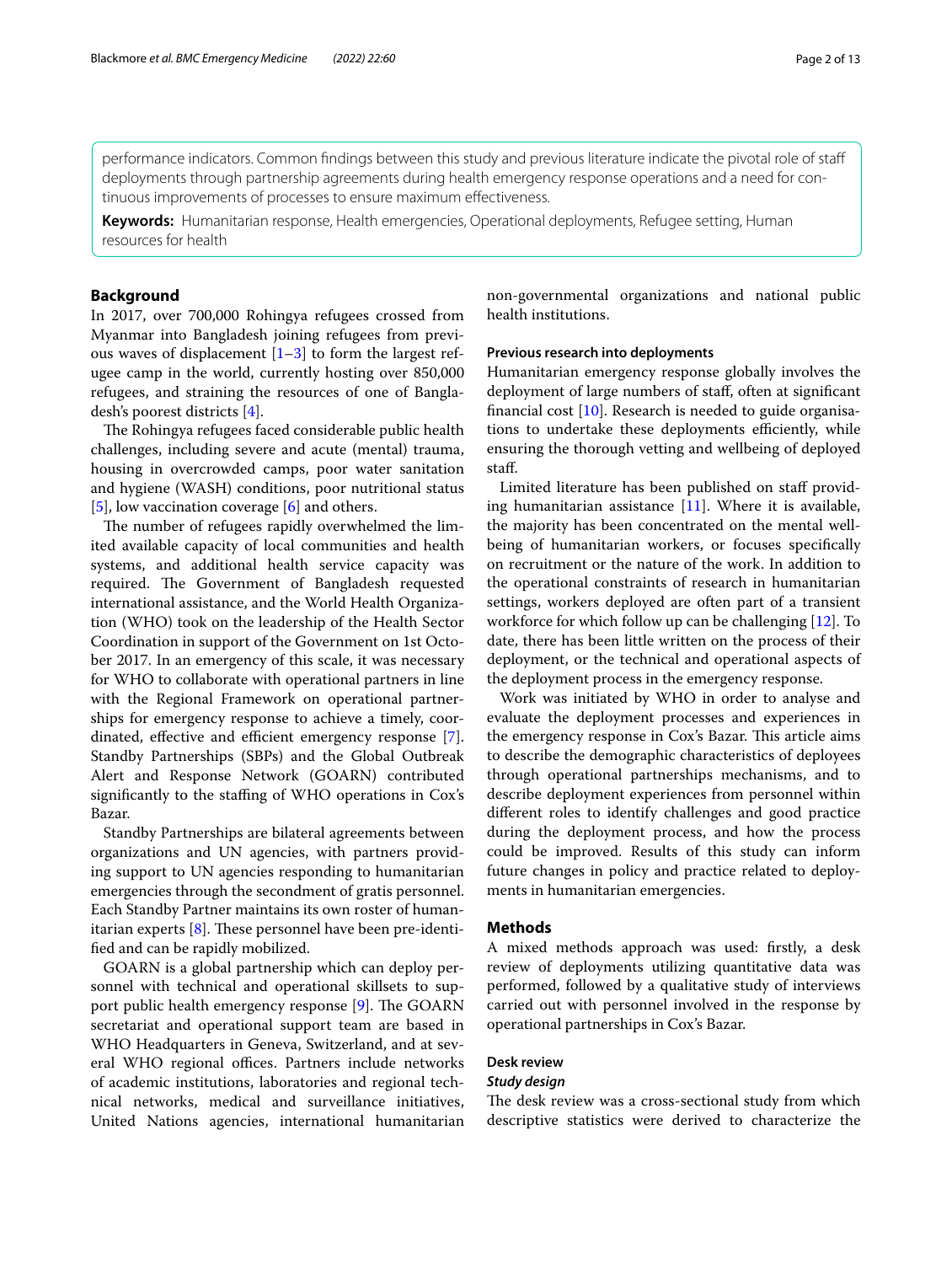performance indicators. Common findings between this study and previous literature indicate the pivotal role of staff deployments through partnership agreements during health emergency response operations and a need for continuous improvements of processes to ensure maximum effectiveness.

**Keywords:** Humanitarian response, Health emergencies, Operational deployments, Refugee setting, Human resources for health

## Background

In 2017, over 700,000 Rohingya refugees crossed from Myanmar into Bangladesh joining refugees from previous waves of displacement [1–3] to form the largest refugee camp in the world, currently hosting over 850,000 refugees, and straining the resources of one of Bangladesh's poorest districts [4].

The Rohingya refugees faced considerable public health challenges, including severe and acute (mental) trauma, housing in overcrowded camps, poor water sanitation and hygiene (WASH) conditions, poor nutritional status [5], low vaccination coverage [6] and others.

The number of refugees rapidly overwhelmed the limited available capacity of local communities and health systems, and additional health service capacity was required. The Government of Bangladesh requested international assistance, and the World Health Organization (WHO) took on the leadership of the Health Sector Coordination in support of the Government on 1st October 2017. In an emergency of this scale, it was necessary for WHO to collaborate with operational partners in line with the Regional Framework on operational partnerships for emergency response to achieve a timely, coordinated, effective and efficient emergency response [7]. Standby Partnerships (SBPs) and the Global Outbreak Alert and Response Network (GOARN) contributed significantly to the staffing of WHO operations in Cox's Bazar.

Standby Partnerships are bilateral agreements between organizations and UN agencies, with partners providing support to UN agencies responding to humanitarian emergencies through the secondment of gratis personnel. Each Standby Partner maintains its own roster of humanitarian experts [8]. These personnel have been pre-identified and can be rapidly mobilized.

GOARN is a global partnership which can deploy personnel with technical and operational skillsets to support public health emergency response [9]. The GOARN secretariat and operational support team are based in WHO Headquarters in Geneva, Switzerland, and at several WHO regional offices. Partners include networks of academic institutions, laboratories and regional technical networks, medical and surveillance initiatives, United Nations agencies, international humanitarian non-governmental organizations and national public health institutions.

### Previous research into deployments

Humanitarian emergency response globally involves the deployment of large numbers of staff, often at significant financial cost [10]. Research is needed to guide organisations to undertake these deployments efficiently, while ensuring the thorough vetting and wellbeing of deployed staff.

Limited literature has been published on staff providing humanitarian assistance [11]. Where it is available, the majority has been concentrated on the mental wellbeing of humanitarian workers, or focuses specifically on recruitment or the nature of the work. In addition to the operational constraints of research in humanitarian settings, workers deployed are often part of a transient workforce for which follow up can be challenging [12]. To date, there has been little written on the process of their deployment, or the technical and operational aspects of the deployment process in the emergency response.

Work was initiated by WHO in order to analyse and evaluate the deployment processes and experiences in the emergency response in Cox's Bazar. This article aims to describe the demographic characteristics of deployees through operational partnerships mechanisms, and to describe deployment experiences from personnel within different roles to identify challenges and good practice during the deployment process, and how the process could be improved. Results of this study can inform future changes in policy and practice related to deployments in humanitarian emergencies.

## Methods

A mixed methods approach was used: firstly, a desk review of deployments utilizing quantitative data was performed, followed by a qualitative study of interviews carried out with personnel involved in the response by operational partnerships in Cox's Bazar.

### Desk review

#### *Study design*

The desk review was a cross-sectional study from which descriptive statistics were derived to characterize the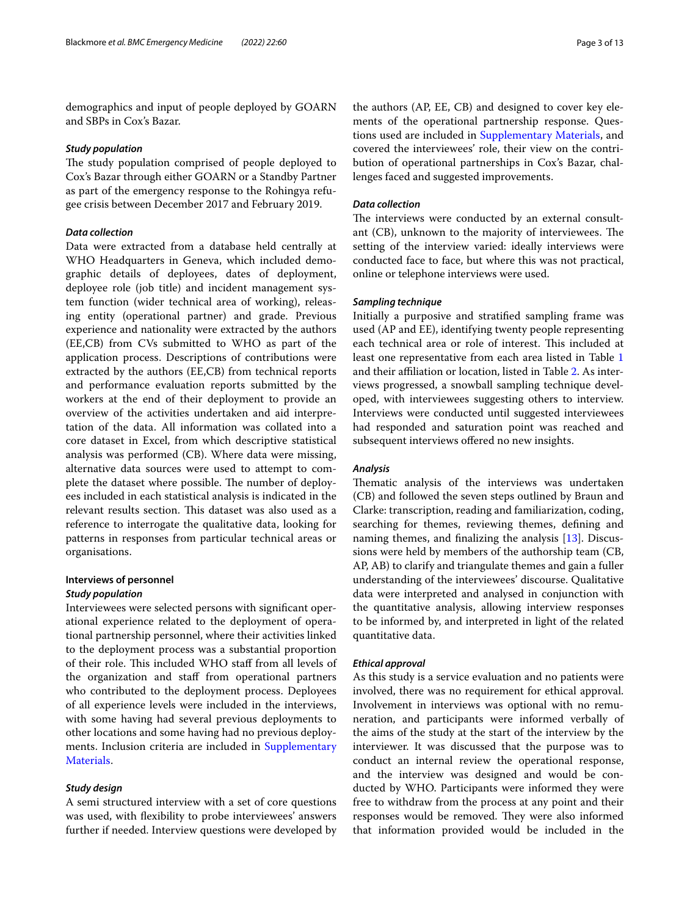demographics and input of people deployed by GOARN and SBPs in Cox's Bazar.

### *Study population*

The study population comprised of people deployed to Cox's Bazar through either GOARN or a Standby Partner as part of the emergency response to the Rohingya refugee crisis between December 2017 and February 2019.

### *Data collection*

Data were extracted from a database held centrally at WHO Headquarters in Geneva, which included demographic details of deployees, dates of deployment, deployee role (job title) and incident management system function (wider technical area of working), releasing entity (operational partner) and grade. Previous experience and nationality were extracted by the authors (EE,CB) from CVs submitted to WHO as part of the application process. Descriptions of contributions were extracted by the authors (EE,CB) from technical reports and performance evaluation reports submitted by the workers at the end of their deployment to provide an overview of the activities undertaken and aid interpretation of the data. All information was collated into a core dataset in Excel, from which descriptive statistical analysis was performed (CB). Where data were missing, alternative data sources were used to attempt to complete the dataset where possible. The number of deployees included in each statistical analysis is indicated in the relevant results section. This dataset was also used as a reference to interrogate the qualitative data, looking for patterns in responses from particular technical areas or organisations.

## Interviews of personnel

### *Study population*

Interviewees were selected persons with significant operational experience related to the deployment of operational partnership personnel, where their activities linked to the deployment process was a substantial proportion of their role. This included WHO staff from all levels of the organization and staff from operational partners who contributed to the deployment process. Deployees of all experience levels were included in the interviews, with some having had several previous deployments to other locations and some having had no previous deployments. Inclusion criteria are included in Supplementary Materials.

### *Study design*

A semi structured interview with a set of core questions was used, with flexibility to probe interviewees' answers further if needed. Interview questions were developed by the authors (AP, EE, CB) and designed to cover key elements of the operational partnership response. Questions used are included in Supplementary Materials, and covered the interviewees' role, their view on the contribution of operational partnerships in Cox's Bazar, challenges faced and suggested improvements.

### *Data collection*

The interviews were conducted by an external consultant (CB), unknown to the majority of interviewees. The setting of the interview varied: ideally interviews were conducted face to face, but where this was not practical, online or telephone interviews were used.

### *Sampling technique*

Initially a purposive and stratified sampling frame was used (AP and EE), identifying twenty people representing each technical area or role of interest. This included at least one representative from each area listed in Table 1 and their affiliation or location, listed in Table 2. As interviews progressed, a snowball sampling technique developed, with interviewees suggesting others to interview. Interviews were conducted until suggested interviewees had responded and saturation point was reached and subsequent interviews offered no new insights.

### *Analysis*

Thematic analysis of the interviews was undertaken (CB) and followed the seven steps outlined by Braun and Clarke: transcription, reading and familiarization, coding, searching for themes, reviewing themes, defining and naming themes, and finalizing the analysis [13]. Discussions were held by members of the authorship team (CB, AP, AB) to clarify and triangulate themes and gain a fuller understanding of the interviewees' discourse. Qualitative data were interpreted and analysed in conjunction with the quantitative analysis, allowing interview responses to be informed by, and interpreted in light of the related quantitative data.

### *Ethical approval*

As this study is a service evaluation and no patients were involved, there was no requirement for ethical approval. Involvement in interviews was optional with no remuneration, and participants were informed verbally of the aims of the study at the start of the interview by the interviewer. It was discussed that the purpose was to conduct an internal review the operational response, and the interview was designed and would be conducted by WHO. Participants were informed they were free to withdraw from the process at any point and their responses would be removed. They were also informed that information provided would be included in the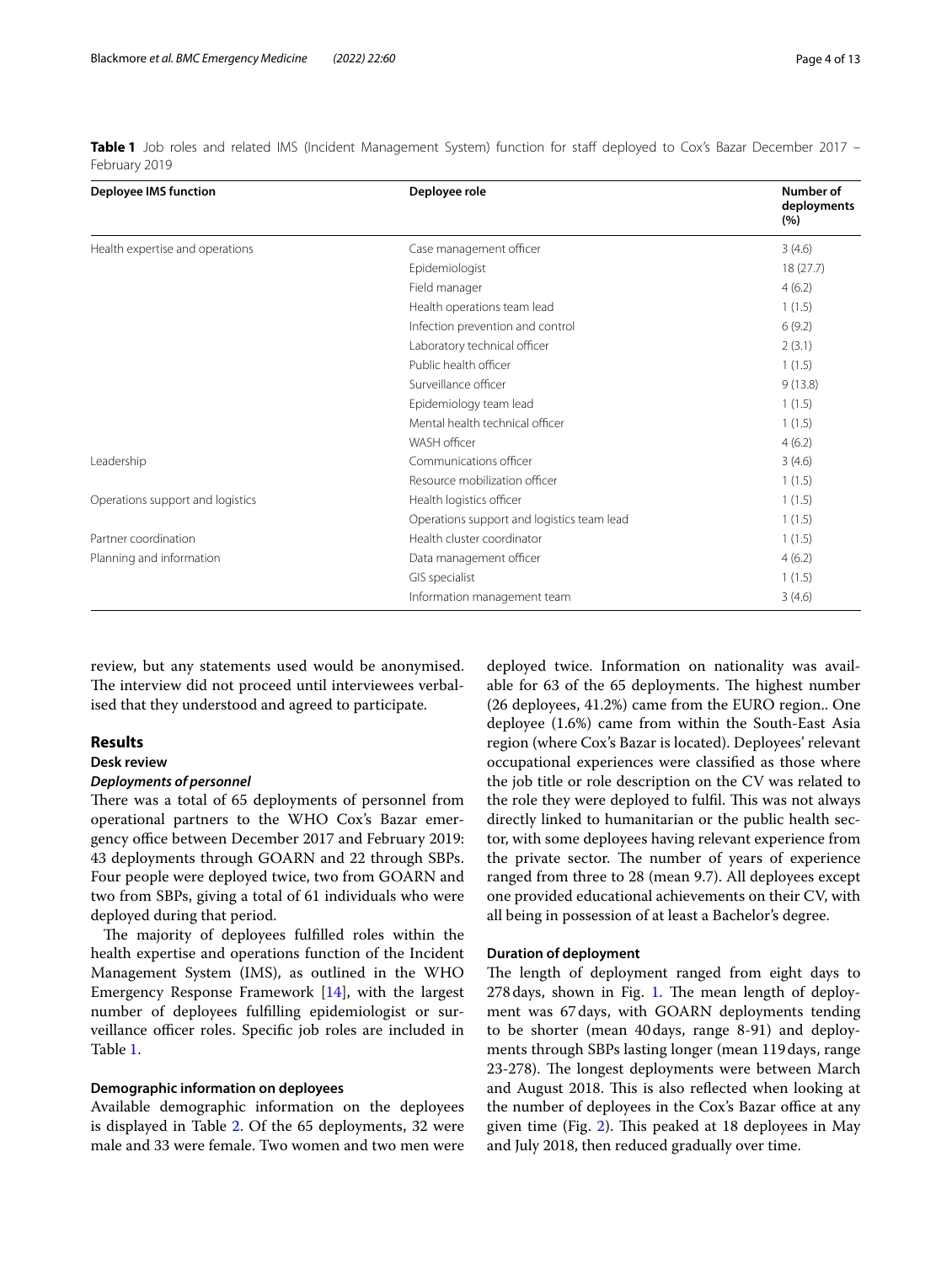**Table 1** Job roles and related IMS (Incident Management System) function for staff deployed to Cox's Bazar December 2017 – February 2019

| Deployee IMS function | Deployee role | Number of deployments (%) |
|---|---|---|
| Health expertise and operations | Case management officer | 3 (4.6) |
| | Epidemiologist | 18 (27.7) |
| | Field manager | 4 (6.2) |
| | Health operations team lead | 1 (1.5) |
| | Infection prevention and control | 6 (9.2) |
| | Laboratory technical officer | 2 (3.1) |
| | Public health officer | 1 (1.5) |
| | Surveillance officer | 9 (13.8) |
| | Epidemiology team lead | 1 (1.5) |
| | Mental health technical officer | 1 (1.5) |
| | WASH officer | 4 (6.2) |
| Leadership | Communications officer | 3 (4.6) |
| | Resource mobilization officer | 1 (1.5) |
| Operations support and logistics | Health logistics officer | 1 (1.5) |
| | Operations support and logistics team lead | 1 (1.5) |
| Partner coordination | Health cluster coordinator | 1 (1.5) |
| Planning and information | Data management officer | 4 (6.2) |
| | GIS specialist | 1 (1.5) |
| | Information management team | 3 (4.6) |

review, but any statements used would be anonymised. The interview did not proceed until interviewees verbalised that they understood and agreed to participate.

## Results

### Desk review

#### *Deployments of personnel*

There was a total of 65 deployments of personnel from operational partners to the WHO Cox's Bazar emergency office between December 2017 and February 2019: 43 deployments through GOARN and 22 through SBPs. Four people were deployed twice, two from GOARN and two from SBPs, giving a total of 61 individuals who were deployed during that period.

The majority of deployees fulfilled roles within the health expertise and operations function of the Incident Management System (IMS), as outlined in the WHO Emergency Response Framework [14], with the largest number of deployees fulfilling epidemiologist or surveillance officer roles. Specific job roles are included in Table 1.

#### Demographic information on deployees

Available demographic information on the deployees is displayed in Table 2. Of the 65 deployments, 32 were male and 33 were female. Two women and two men were deployed twice. Information on nationality was available for 63 of the 65 deployments. The highest number (26 deployees, 41.2%) came from the EURO region.. One deployee (1.6%) came from within the South-East Asia region (where Cox's Bazar is located). Deployees' relevant occupational experiences were classified as those where the job title or role description on the CV was related to the role they were deployed to fulfil. This was not always directly linked to humanitarian or the public health sector, with some deployees having relevant experience from the private sector. The number of years of experience ranged from three to 28 (mean 9.7). All deployees except one provided educational achievements on their CV, with all being in possession of at least a Bachelor's degree.

#### Duration of deployment

The length of deployment ranged from eight days to 278 days, shown in Fig. 1. The mean length of deployment was 67 days, with GOARN deployments tending to be shorter (mean 40 days, range 8-91) and deployments through SBPs lasting longer (mean 119 days, range 23-278). The longest deployments were between March and August 2018. This is also reflected when looking at the number of deployees in the Cox's Bazar office at any given time (Fig. 2). This peaked at 18 deployees in May and July 2018, then reduced gradually over time.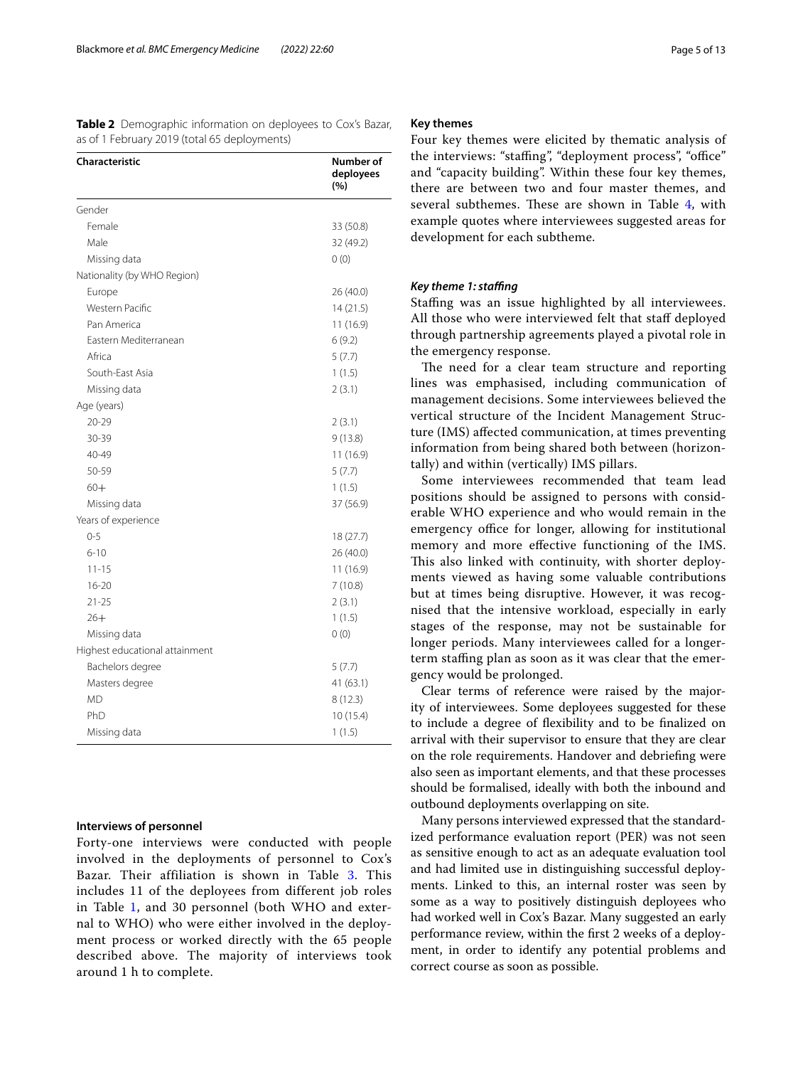**Table 2** Demographic information on deployees to Cox's Bazar, as of 1 February 2019 (total 65 deployments)

| Characteristic | Number of deployees (%) |
|---|---|
| Gender | |
| Female | 33 (50.8) |
| Male | 32 (49.2) |
| Missing data | 0 (0) |
| Nationality (by WHO Region) | |
| Europe | 26 (40.0) |
| Western Pacific | 14 (21.5) |
| Pan America | 11 (16.9) |
| Eastern Mediterranean | 6 (9.2) |
| Africa | 5 (7.7) |
| South-East Asia | 1 (1.5) |
| Missing data | 2 (3.1) |
| Age (years) | |
| 20-29 | 2 (3.1) |
| 30-39 | 9 (13.8) |
| 40-49 | 11 (16.9) |
| 50-59 | 5 (7.7) |
| 60+ | 1 (1.5) |
| Missing data | 37 (56.9) |
| Years of experience | |
| 0-5 | 18 (27.7) |
| 6-10 | 26 (40.0) |
| 11-15 | 11 (16.9) |
| 16-20 | 7 (10.8) |
| 21-25 | 2 (3.1) |
| 26+ | 1 (1.5) |
| Missing data | 0 (0) |
| Highest educational attainment | |
| Bachelors degree | 5 (7.7) |
| Masters degree | 41 (63.1) |
| MD | 8 (12.3) |
| PhD | 10 (15.4) |
| Missing data | 1 (1.5) |

### Interviews of personnel

Forty-one interviews were conducted with people involved in the deployments of personnel to Cox's Bazar. Their affiliation is shown in Table 3. This includes 11 of the deployees from different job roles in Table 1, and 30 personnel (both WHO and external to WHO) who were either involved in the deployment process or worked directly with the 65 people described above. The majority of interviews took around 1 h to complete.

### Key themes

Four key themes were elicited by thematic analysis of the interviews: "staffing", "deployment process", "office" and "capacity building". Within these four key themes, there are between two and four master themes, and several subthemes. These are shown in Table 4, with example quotes where interviewees suggested areas for development for each subtheme.

#### *Key theme 1: staffing*

Staffing was an issue highlighted by all interviewees. All those who were interviewed felt that staff deployed through partnership agreements played a pivotal role in the emergency response.

The need for a clear team structure and reporting lines was emphasised, including communication of management decisions. Some interviewees believed the vertical structure of the Incident Management Structure (IMS) affected communication, at times preventing information from being shared both between (horizontally) and within (vertically) IMS pillars.

Some interviewees recommended that team lead positions should be assigned to persons with considerable WHO experience and who would remain in the emergency office for longer, allowing for institutional memory and more effective functioning of the IMS. This also linked with continuity, with shorter deployments viewed as having some valuable contributions but at times being disruptive. However, it was recognised that the intensive workload, especially in early stages of the response, may not be sustainable for longer periods. Many interviewees called for a longer-term staffing plan as soon as it was clear that the emergency would be prolonged.

Clear terms of reference were raised by the majority of interviewees. Some deployees suggested for these to include a degree of flexibility and to be finalized on arrival with their supervisor to ensure that they are clear on the role requirements. Handover and debriefing were also seen as important elements, and that these processes should be formalised, ideally with both the inbound and outbound deployments overlapping on site.

Many persons interviewed expressed that the standardized performance evaluation report (PER) was not seen as sensitive enough to act as an adequate evaluation tool and had limited use in distinguishing successful deployments. Linked to this, an internal roster was seen by some as a way to positively distinguish deployees who had worked well in Cox's Bazar. Many suggested an early performance review, within the first 2 weeks of a deployment, in order to identify any potential problems and correct course as soon as possible.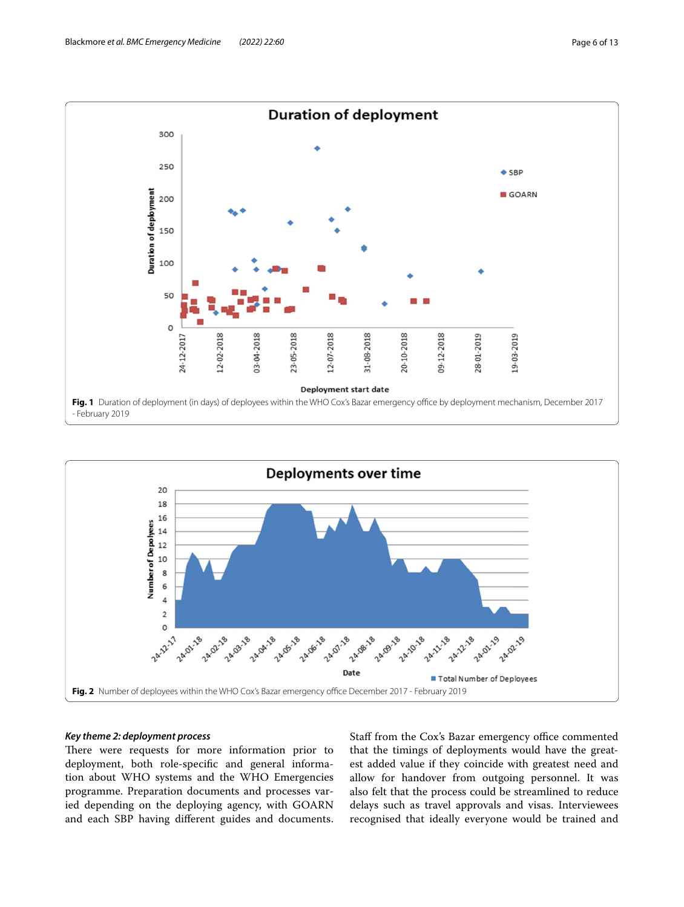**Fig. 1** Duration of deployment (in days) of deployees within the WHO Cox's Bazar emergency office by deployment mechanism, December 2017 - February 2019

**Fig. 2** Number of deployees within the WHO Cox's Bazar emergency office December 2017 - February 2019

### *Key theme 2: deployment process*

There were requests for more information prior to deployment, both role-specific and general information about WHO systems and the WHO Emergencies programme. Preparation documents and processes varied depending on the deploying agency, with GOARN and each SBP having different guides and documents. Staff from the Cox's Bazar emergency office commented that the timings of deployments would have the greatest added value if they coincide with greatest need and allow for handover from outgoing personnel. It was also felt that the process could be streamlined to reduce delays such as travel approvals and visas. Interviewees recognised that ideally everyone would be trained and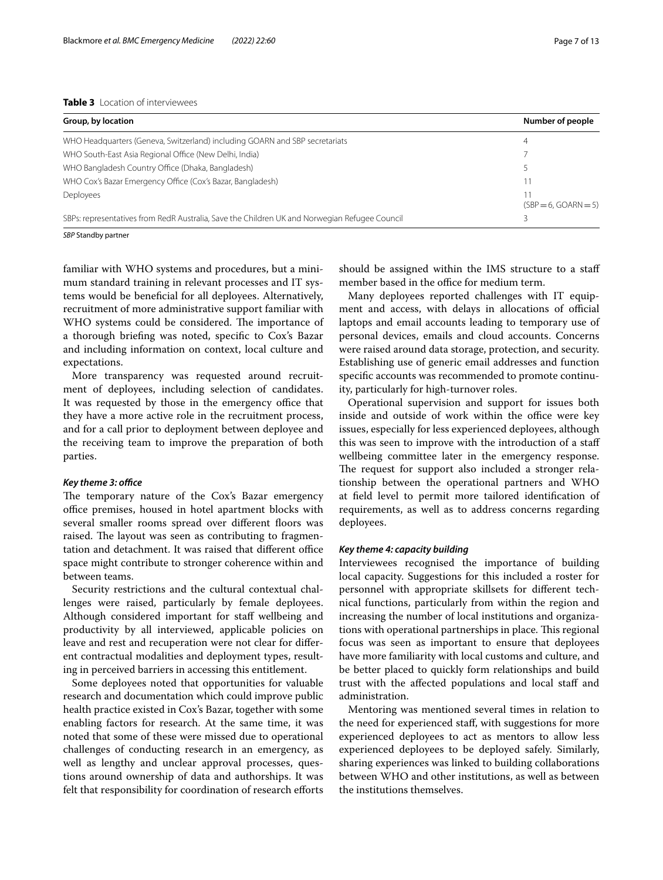**Table 3** Location of interviewees

| Group, by location | Number of people |
| --- | --- |
| WHO Headquarters (Geneva, Switzerland) including GOARN and SBP secretariats | 4 |
| WHO South-East Asia Regional Office (New Delhi, India) | 7 |
| WHO Bangladesh Country Office (Dhaka, Bangladesh) | 5 |
| WHO Cox's Bazar Emergency Office (Cox's Bazar, Bangladesh) | 11 |
| Deployees | 11 (SBP = 6, GOARN = 5) |
| SBPs: representatives from RedR Australia, Save the Children UK and Norwegian Refugee Council | 3 |

*SBP* Standby partner

familiar with WHO systems and procedures, but a minimum standard training in relevant processes and IT systems would be beneficial for all deployees. Alternatively, recruitment of more administrative support familiar with WHO systems could be considered. The importance of a thorough briefing was noted, specific to Cox's Bazar and including information on context, local culture and expectations.

More transparency was requested around recruitment of deployees, including selection of candidates. It was requested by those in the emergency office that they have a more active role in the recruitment process, and for a call prior to deployment between deployee and the receiving team to improve the preparation of both parties.

#### *Key theme 3: office*

The temporary nature of the Cox's Bazar emergency office premises, housed in hotel apartment blocks with several smaller rooms spread over different floors was raised. The layout was seen as contributing to fragmentation and detachment. It was raised that different office space might contribute to stronger coherence within and between teams.

Security restrictions and the cultural contextual challenges were raised, particularly by female deployees. Although considered important for staff wellbeing and productivity by all interviewed, applicable policies on leave and rest and recuperation were not clear for different contractual modalities and deployment types, resulting in perceived barriers in accessing this entitlement.

Some deployees noted that opportunities for valuable research and documentation which could improve public health practice existed in Cox's Bazar, together with some enabling factors for research. At the same time, it was noted that some of these were missed due to operational challenges of conducting research in an emergency, as well as lengthy and unclear approval processes, questions around ownership of data and authorships. It was felt that responsibility for coordination of research efforts should be assigned within the IMS structure to a staff member based in the office for medium term.

Many deployees reported challenges with IT equipment and access, with delays in allocations of official laptops and email accounts leading to temporary use of personal devices, emails and cloud accounts. Concerns were raised around data storage, protection, and security. Establishing use of generic email addresses and function specific accounts was recommended to promote continuity, particularly for high-turnover roles.

Operational supervision and support for issues both inside and outside of work within the office were key issues, especially for less experienced deployees, although this was seen to improve with the introduction of a staff wellbeing committee later in the emergency response. The request for support also included a stronger relationship between the operational partners and WHO at field level to permit more tailored identification of requirements, as well as to address concerns regarding deployees.

#### *Key theme 4: capacity building*

Interviewees recognised the importance of building local capacity. Suggestions for this included a roster for personnel with appropriate skillsets for different technical functions, particularly from within the region and increasing the number of local institutions and organizations with operational partnerships in place. This regional focus was seen as important to ensure that deployees have more familiarity with local customs and culture, and be better placed to quickly form relationships and build trust with the affected populations and local staff and administration.

Mentoring was mentioned several times in relation to the need for experienced staff, with suggestions for more experienced deployees to act as mentors to allow less experienced deployees to be deployed safely. Similarly, sharing experiences was linked to building collaborations between WHO and other institutions, as well as between the institutions themselves.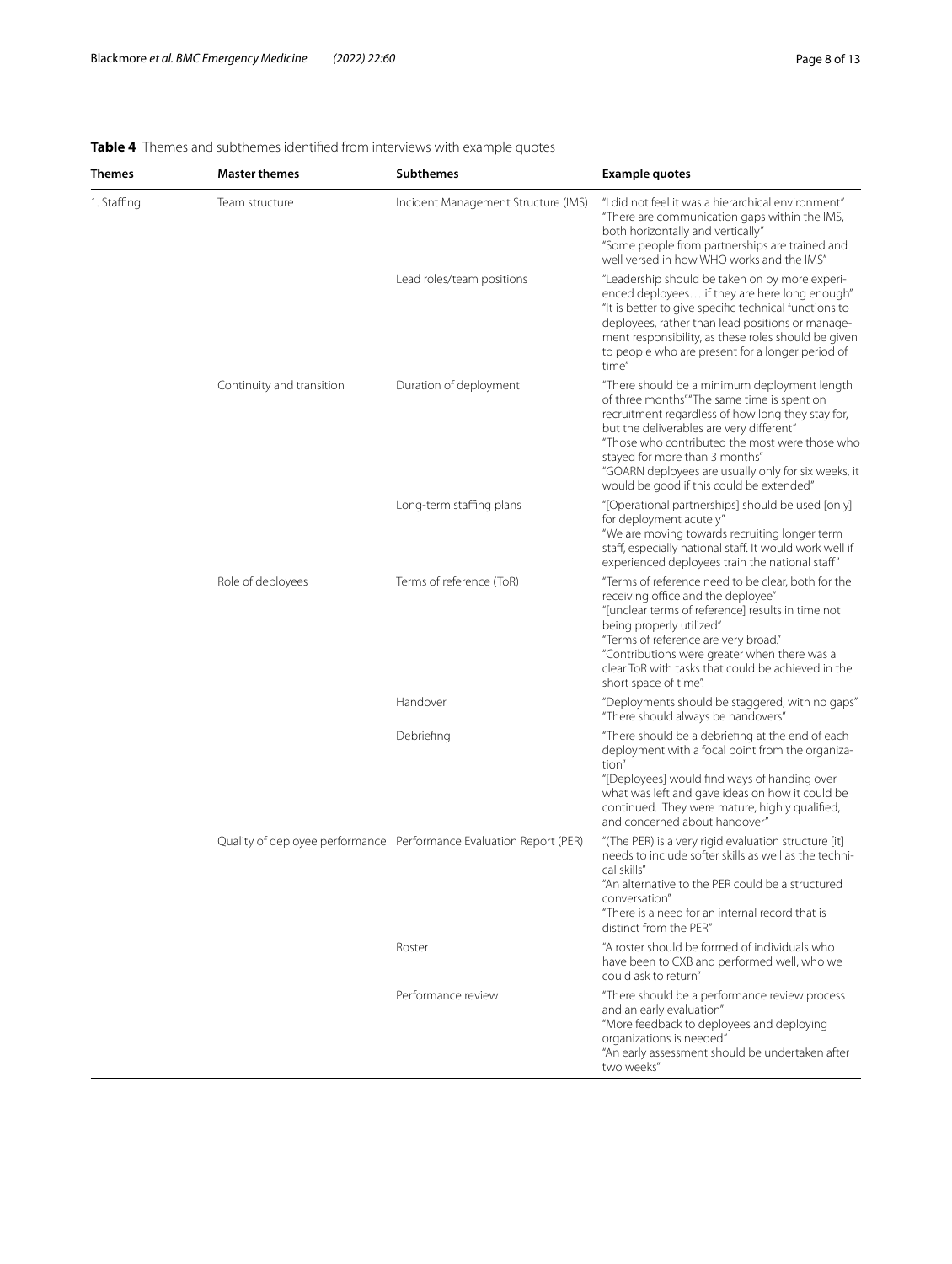**Table 4** Themes and subthemes identified from interviews with example quotes

| Themes | Master themes | Subthemes | Example quotes |
|---|---|---|---|
| 1. Staffing | Team structure | Incident Management Structure (IMS) | "I did not feel it was a hierarchical environment" "There are communication gaps within the IMS, both horizontally and vertically" "Some people from partnerships are trained and well versed in how WHO works and the IMS" |
| | | Lead roles/team positions | "Leadership should be taken on by more experienced deployees… if they are here long enough" "It is better to give specific technical functions to deployees, rather than lead positions or management responsibility, as these roles should be given to people who are present for a longer period of time" |
| | Continuity and transition | Duration of deployment | "There should be a minimum deployment length of three months""The same time is spent on recruitment regardless of how long they stay for, but the deliverables are very different" "Those who contributed the most were those who stayed for more than 3 months" "GOARN deployees are usually only for six weeks, it would be good if this could be extended" |
| | | Long-term staffing plans | "[Operational partnerships] should be used [only] for deployment acutely" "We are moving towards recruiting longer term staff, especially national staff. It would work well if experienced deployees train the national staff" |
| | Role of deployees | Terms of reference (ToR) | "Terms of reference need to be clear, both for the receiving office and the deployee" "[unclear terms of reference] results in time not being properly utilized" "Terms of reference are very broad." "Contributions were greater when there was a clear ToR with tasks that could be achieved in the short space of time". |
| | | Handover | "Deployments should be staggered, with no gaps" "There should always be handovers" |
| | | Debriefing | "There should be a debriefing at the end of each deployment with a focal point from the organization" "[Deployees] would find ways of handing over what was left and gave ideas on how it could be continued. They were mature, highly qualified, and concerned about handover" |
| | Quality of deployee performance | Performance Evaluation Report (PER) | "(The PER) is a very rigid evaluation structure [it] needs to include softer skills as well as the technical skills" "An alternative to the PER could be a structured conversation" "There is a need for an internal record that is distinct from the PER" |
| | | Roster | "A roster should be formed of individuals who have been to CXB and performed well, who we could ask to return" |
| | | Performance review | "There should be a performance review process and an early evaluation" "More feedback to deployees and deploying organizations is needed" "An early assessment should be undertaken after two weeks" |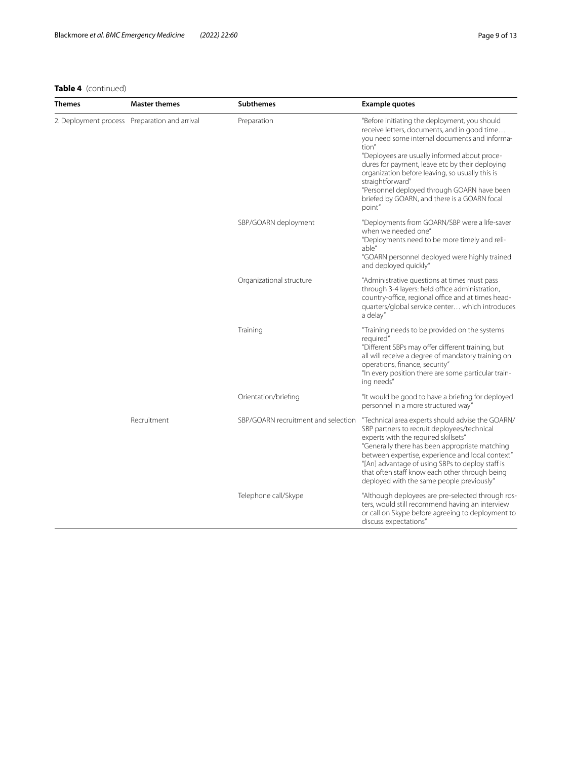**Table 4** (continued)

| Themes | Master themes | Subthemes | Example quotes |
|---|---|---|---|
| 2. Deployment process | Preparation and arrival | Preparation | "Before initiating the deployment, you should receive letters, documents, and in good time… you need some internal documents and information" "Deployees are usually informed about procedures for payment, leave etc by their deploying organization before leaving, so usually this is straightforward" "Personnel deployed through GOARN have been briefed by GOARN, and there is a GOARN focal point" |
| | | SBP/GOARN deployment | "Deployments from GOARN/SBP were a life-saver when we needed one" "Deployments need to be more timely and reliable" "GOARN personnel deployed were highly trained and deployed quickly" |
| | | Organizational structure | "Administrative questions at times must pass through 3-4 layers: field office administration, country-office, regional office and at times headquarters/global service center… which introduces a delay" |
| | | Training | "Training needs to be provided on the systems required" "Different SBPs may offer different training, but all will receive a degree of mandatory training on operations, finance, security" "In every position there are some particular training needs" |
| | | Orientation/briefing | "It would be good to have a briefing for deployed personnel in a more structured way" |
| | Recruitment | SBP/GOARN recruitment and selection | "Technical area experts should advise the GOARN/SBP partners to recruit deployees/technical experts with the required skillsets" "Generally there has been appropriate matching between expertise, experience and local context" "[An] advantage of using SBPs to deploy staff is that often staff know each other through being deployed with the same people previously" |
| | | Telephone call/Skype | "Although deployees are pre-selected through rosters, would still recommend having an interview or call on Skype before agreeing to deployment to discuss expectations" |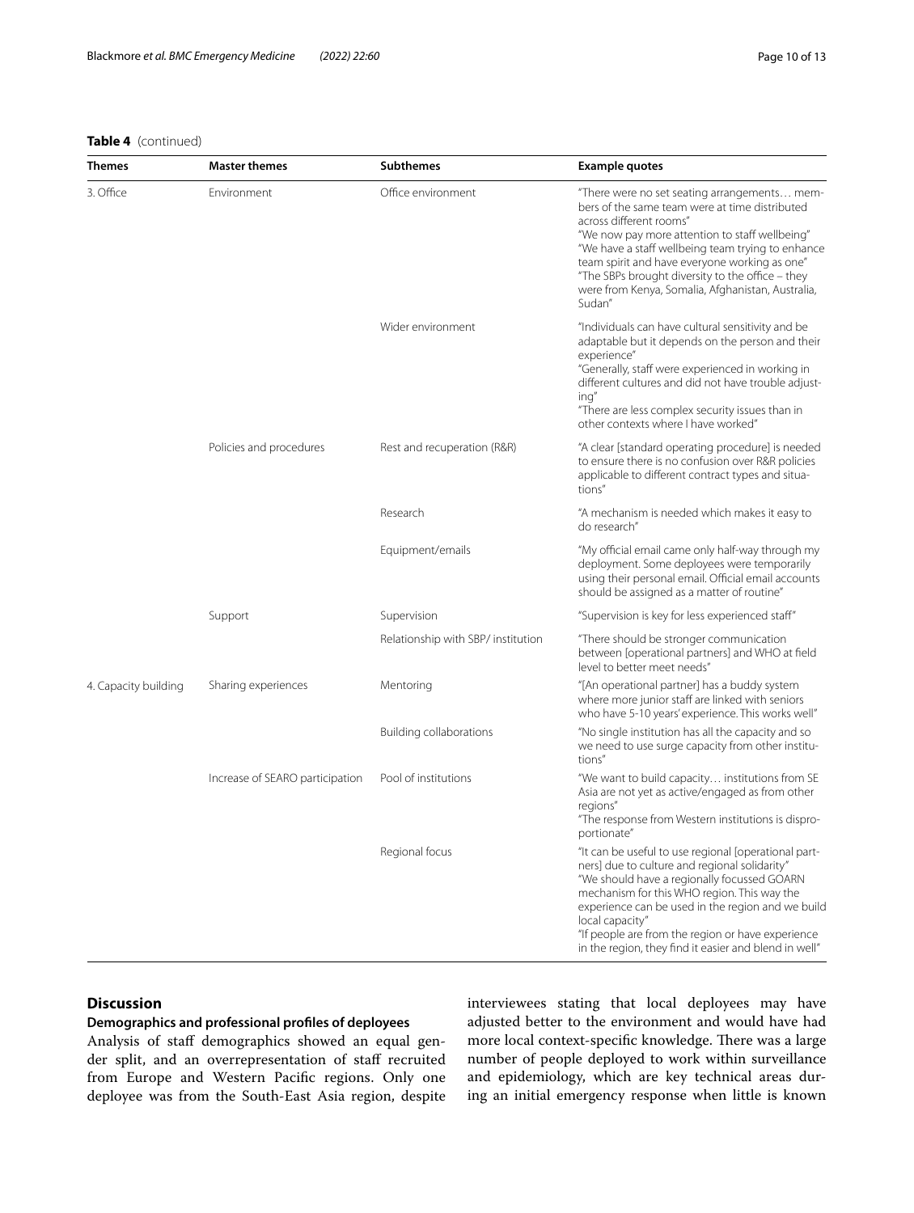**Table 4** (continued)

| Themes | Master themes | Subthemes | Example quotes |
|---|---|---|---|
| 3. Office | Environment | Office environment | "There were no set seating arrangements… members of the same team were at time distributed across different rooms"<br>"We now pay more attention to staff wellbeing"<br>"We have a staff wellbeing team trying to enhance team spirit and have everyone working as one"<br>"The SBPs brought diversity to the office – they were from Kenya, Somalia, Afghanistan, Australia, Sudan" |
| | | Wider environment | "Individuals can have cultural sensitivity and be adaptable but it depends on the person and their experience"<br>"Generally, staff were experienced in working in different cultures and did not have trouble adjusting"<br>"There are less complex security issues than in other contexts where I have worked" |
| | Policies and procedures | Rest and recuperation (R&R) | "A clear [standard operating procedure] is needed to ensure there is no confusion over R&R policies applicable to different contract types and situations" |
| | | Research | "A mechanism is needed which makes it easy to do research" |
| | | Equipment/emails | "My official email came only half-way through my deployment. Some deployees were temporarily using their personal email. Official email accounts should be assigned as a matter of routine" |
| | Support | Supervision | "Supervision is key for less experienced staff" |
| | | Relationship with SBP/ institution | "There should be stronger communication between [operational partners] and WHO at field level to better meet needs" |
| 4. Capacity building | Sharing experiences | Mentoring | "[An operational partner] has a buddy system where more junior staff are linked with seniors who have 5-10 years' experience. This works well" |
| | | Building collaborations | "No single institution has all the capacity and so we need to use surge capacity from other institutions" |
| | Increase of SEARO participation | Pool of institutions | "We want to build capacity… institutions from SE Asia are not yet as active/engaged as from other regions"<br>"The response from Western institutions is disproportionate" |
| | | Regional focus | "It can be useful to use regional [operational partners] due to culture and regional solidarity"<br>"We should have a regionally focussed GOARN mechanism for this WHO region. This way the experience can be used in the region and we build local capacity"<br>"If people are from the region or have experience in the region, they find it easier and blend in well" |

## Discussion

### Demographics and professional profiles of deployees

Analysis of staff demographics showed an equal gender split, and an overrepresentation of staff recruited from Europe and Western Pacific regions. Only one deployee was from the South-East Asia region, despite interviewees stating that local deployees may have adjusted better to the environment and would have had more local context-specific knowledge. There was a large number of people deployed to work within surveillance and epidemiology, which are key technical areas during an initial emergency response when little is known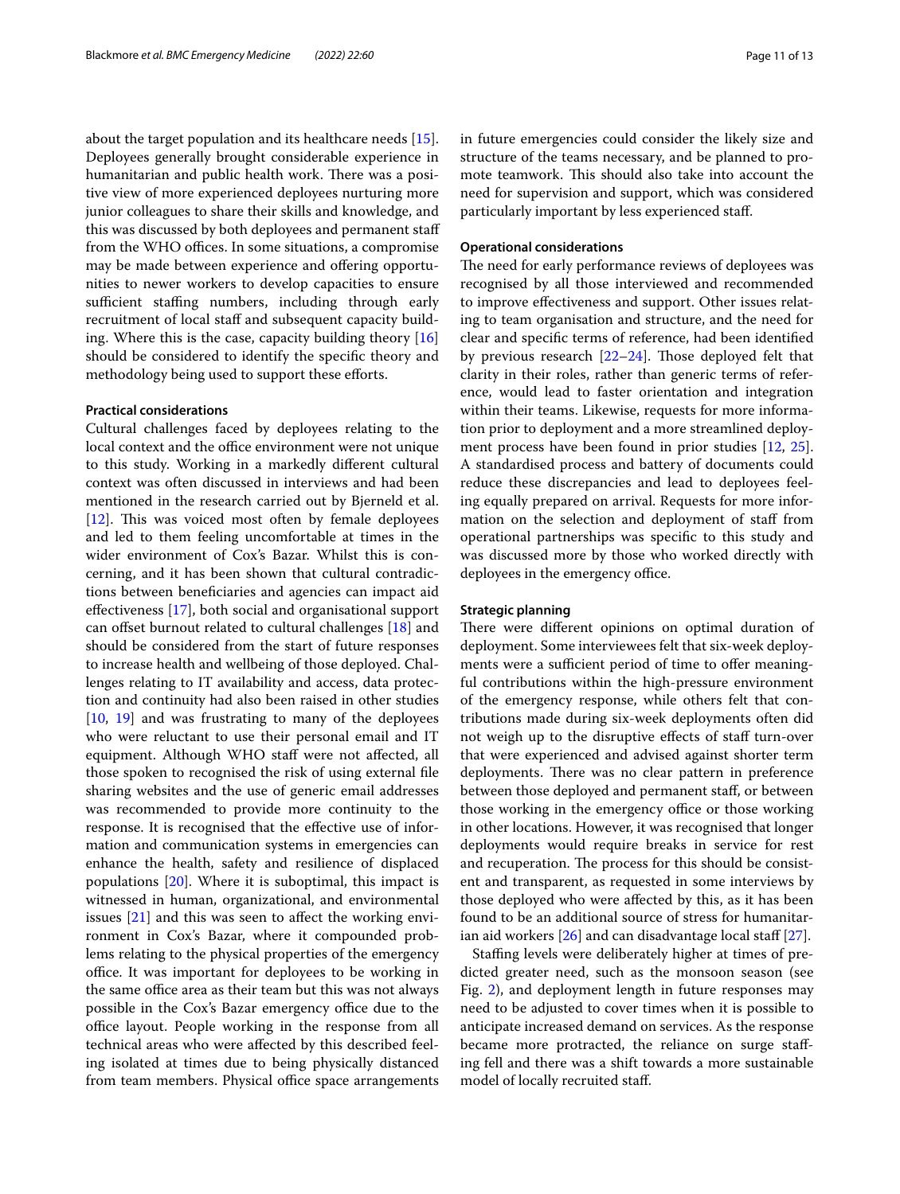about the target population and its healthcare needs [15]. Deployees generally brought considerable experience in humanitarian and public health work. There was a positive view of more experienced deployees nurturing more junior colleagues to share their skills and knowledge, and this was discussed by both deployees and permanent staff from the WHO offices. In some situations, a compromise may be made between experience and offering opportunities to newer workers to develop capacities to ensure sufficient staffing numbers, including through early recruitment of local staff and subsequent capacity building. Where this is the case, capacity building theory [16] should be considered to identify the specific theory and methodology being used to support these efforts.

### Practical considerations

Cultural challenges faced by deployees relating to the local context and the office environment were not unique to this study. Working in a markedly different cultural context was often discussed in interviews and had been mentioned in the research carried out by Bjerneld et al. [12]. This was voiced most often by female deployees and led to them feeling uncomfortable at times in the wider environment of Cox's Bazar. Whilst this is concerning, and it has been shown that cultural contradictions between beneficiaries and agencies can impact aid effectiveness [17], both social and organisational support can offset burnout related to cultural challenges [18] and should be considered from the start of future responses to increase health and wellbeing of those deployed. Challenges relating to IT availability and access, data protection and continuity had also been raised in other studies [10, 19] and was frustrating to many of the deployees who were reluctant to use their personal email and IT equipment. Although WHO staff were not affected, all those spoken to recognised the risk of using external file sharing websites and the use of generic email addresses was recommended to provide more continuity to the response. It is recognised that the effective use of information and communication systems in emergencies can enhance the health, safety and resilience of displaced populations [20]. Where it is suboptimal, this impact is witnessed in human, organizational, and environmental issues [21] and this was seen to affect the working environment in Cox's Bazar, where it compounded problems relating to the physical properties of the emergency office. It was important for deployees to be working in the same office area as their team but this was not always possible in the Cox's Bazar emergency office due to the office layout. People working in the response from all technical areas who were affected by this described feeling isolated at times due to being physically distanced from team members. Physical office space arrangements in future emergencies could consider the likely size and structure of the teams necessary, and be planned to promote teamwork. This should also take into account the need for supervision and support, which was considered particularly important by less experienced staff.

### Operational considerations

The need for early performance reviews of deployees was recognised by all those interviewed and recommended to improve effectiveness and support. Other issues relating to team organisation and structure, and the need for clear and specific terms of reference, had been identified by previous research [22–24]. Those deployed felt that clarity in their roles, rather than generic terms of reference, would lead to faster orientation and integration within their teams. Likewise, requests for more information prior to deployment and a more streamlined deployment process have been found in prior studies [12, 25]. A standardised process and battery of documents could reduce these discrepancies and lead to deployees feeling equally prepared on arrival. Requests for more information on the selection and deployment of staff from operational partnerships was specific to this study and was discussed more by those who worked directly with deployees in the emergency office.

### Strategic planning

There were different opinions on optimal duration of deployment. Some interviewees felt that six-week deployments were a sufficient period of time to offer meaningful contributions within the high-pressure environment of the emergency response, while others felt that contributions made during six-week deployments often did not weigh up to the disruptive effects of staff turn-over that were experienced and advised against shorter term deployments. There was no clear pattern in preference between those deployed and permanent staff, or between those working in the emergency office or those working in other locations. However, it was recognised that longer deployments would require breaks in service for rest and recuperation. The process for this should be consistent and transparent, as requested in some interviews by those deployed who were affected by this, as it has been found to be an additional source of stress for humanitarian aid workers [26] and can disadvantage local staff [27].

Staffing levels were deliberately higher at times of predicted greater need, such as the monsoon season (see Fig. 2), and deployment length in future responses may need to be adjusted to cover times when it is possible to anticipate increased demand on services. As the response became more protracted, the reliance on surge staffing fell and there was a shift towards a more sustainable model of locally recruited staff.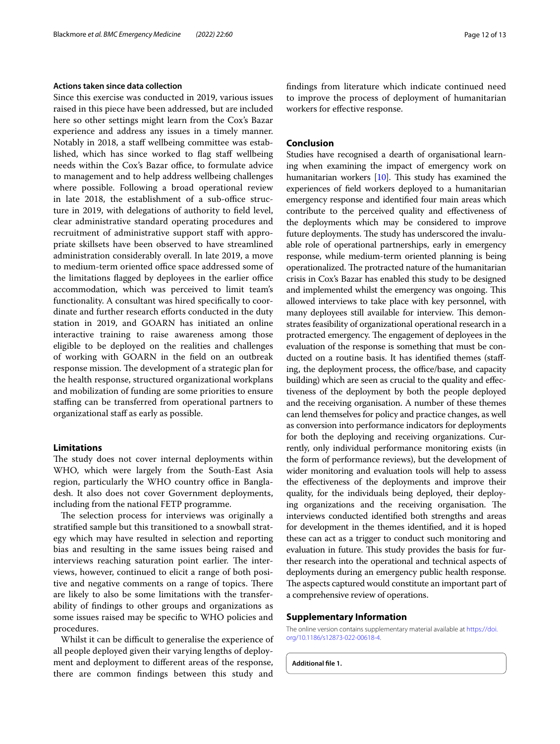#### Actions taken since data collection

Since this exercise was conducted in 2019, various issues raised in this piece have been addressed, but are included here so other settings might learn from the Cox's Bazar experience and address any issues in a timely manner. Notably in 2018, a staff wellbeing committee was established, which has since worked to flag staff wellbeing needs within the Cox's Bazar office, to formulate advice to management and to help address wellbeing challenges where possible. Following a broad operational review in late 2018, the establishment of a sub-office structure in 2019, with delegations of authority to field level, clear administrative standard operating procedures and recruitment of administrative support staff with appropriate skillsets have been observed to have streamlined administration considerably overall. In late 2019, a move to medium-term oriented office space addressed some of the limitations flagged by deployees in the earlier office accommodation, which was perceived to limit team's functionality. A consultant was hired specifically to coordinate and further research efforts conducted in the duty station in 2019, and GOARN has initiated an online interactive training to raise awareness among those eligible to be deployed on the realities and challenges of working with GOARN in the field on an outbreak response mission. The development of a strategic plan for the health response, structured organizational workplans and mobilization of funding are some priorities to ensure staffing can be transferred from operational partners to organizational staff as early as possible.

### Limitations

The study does not cover internal deployments within WHO, which were largely from the South-East Asia region, particularly the WHO country office in Bangladesh. It also does not cover Government deployments, including from the national FETP programme.

The selection process for interviews was originally a stratified sample but this transitioned to a snowball strategy which may have resulted in selection and reporting bias and resulting in the same issues being raised and interviews reaching saturation point earlier. The interviews, however, continued to elicit a range of both positive and negative comments on a range of topics. There are likely to also be some limitations with the transferability of findings to other groups and organizations as some issues raised may be specific to WHO policies and procedures.

Whilst it can be difficult to generalise the experience of all people deployed given their varying lengths of deployment and deployment to different areas of the response, there are common findings between this study and findings from literature which indicate continued need to improve the process of deployment of humanitarian workers for effective response.

## Conclusion

Studies have recognised a dearth of organisational learning when examining the impact of emergency work on humanitarian workers [10]. This study has examined the experiences of field workers deployed to a humanitarian emergency response and identified four main areas which contribute to the perceived quality and effectiveness of the deployments which may be considered to improve future deployments. The study has underscored the invaluable role of operational partnerships, early in emergency response, while medium-term oriented planning is being operationalized. The protracted nature of the humanitarian crisis in Cox's Bazar has enabled this study to be designed and implemented whilst the emergency was ongoing. This allowed interviews to take place with key personnel, with many deployees still available for interview. This demonstrates feasibility of organizational operational research in a protracted emergency. The engagement of deployees in the evaluation of the response is something that must be conducted on a routine basis. It has identified themes (staffing, the deployment process, the office/base, and capacity building) which are seen as crucial to the quality and effectiveness of the deployment by both the people deployed and the receiving organisation. A number of these themes can lend themselves for policy and practice changes, as well as conversion into performance indicators for deployments for both the deploying and receiving organizations. Currently, only individual performance monitoring exists (in the form of performance reviews), but the development of wider monitoring and evaluation tools will help to assess the effectiveness of the deployments and improve their quality, for the individuals being deployed, their deploying organizations and the receiving organisation. The interviews conducted identified both strengths and areas for development in the themes identified, and it is hoped these can act as a trigger to conduct such monitoring and evaluation in future. This study provides the basis for further research into the operational and technical aspects of deployments during an emergency public health response. The aspects captured would constitute an important part of a comprehensive review of operations.

## Supplementary Information

The online version contains supplementary material available at https://doi.org/10.1186/s12873-022-00618-4.

**Additional file 1.**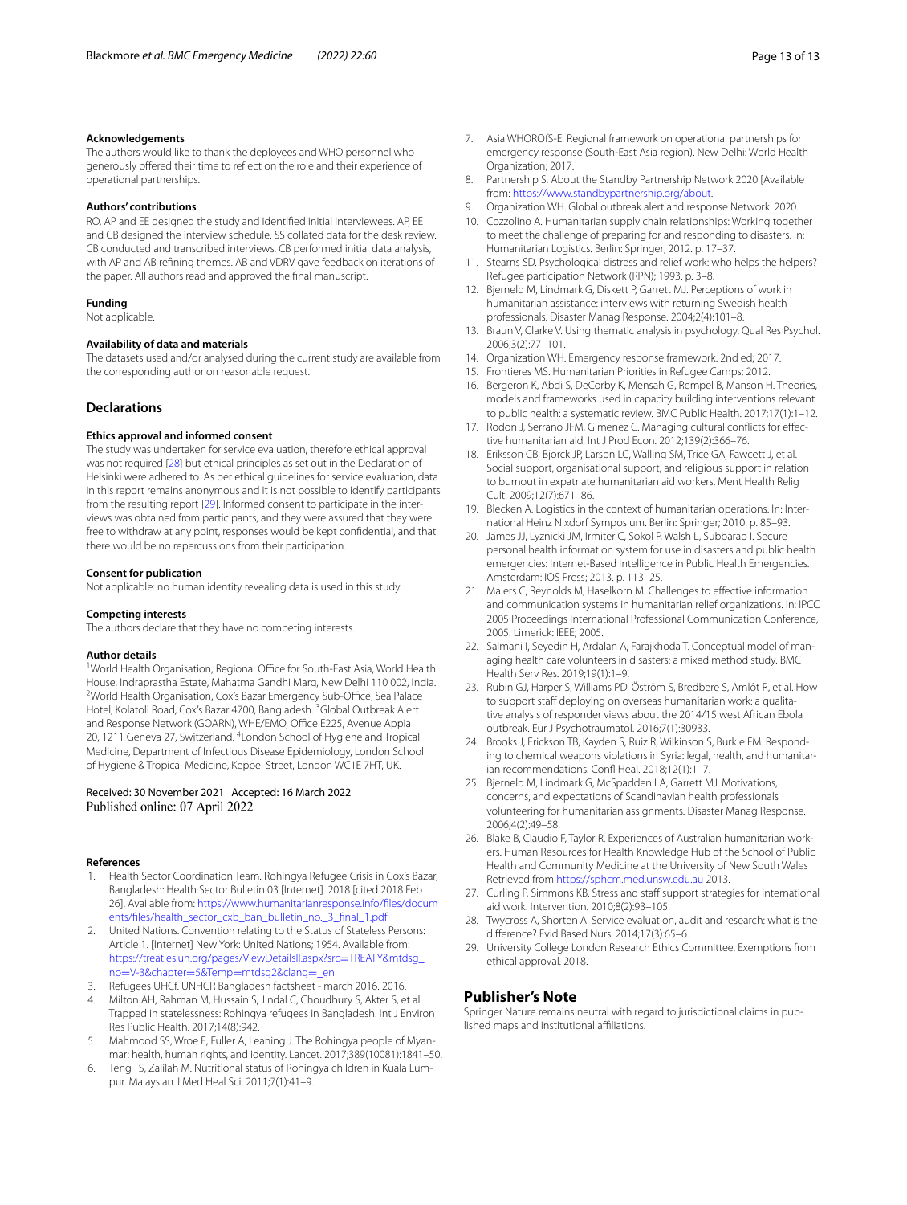### Acknowledgements

The authors would like to thank the deployees and WHO personnel who generously offered their time to reflect on the role and their experience of operational partnerships.

### Authors' contributions

RO, AP and EE designed the study and identified initial interviewees. AP, EE and CB designed the interview schedule. SS collated data for the desk review. CB conducted and transcribed interviews. CB performed initial data analysis, with AP and AB refining themes. AB and VDRV gave feedback on iterations of the paper. All authors read and approved the final manuscript.

### Funding

Not applicable.

### Availability of data and materials

The datasets used and/or analysed during the current study are available from the corresponding author on reasonable request.

## Declarations

### Ethics approval and informed consent

The study was undertaken for service evaluation, therefore ethical approval was not required [28] but ethical principles as set out in the Declaration of Helsinki were adhered to. As per ethical guidelines for service evaluation, data in this report remains anonymous and it is not possible to identify participants from the resulting report [29]. Informed consent to participate in the interviews was obtained from participants, and they were assured that they were free to withdraw at any point, responses would be kept confidential, and that there would be no repercussions from their participation.

### Consent for publication

Not applicable: no human identity revealing data is used in this study.

### Competing interests

The authors declare that they have no competing interests.

### Author details

[1]World Health Organisation, Regional Office for South-East Asia, World Health House, Indraprastha Estate, Mahatma Gandhi Marg, New Delhi 110 002, India. [2]World Health Organisation, Cox's Bazar Emergency Sub-Office, Sea Palace Hotel, Kolatoli Road, Cox's Bazar 4700, Bangladesh. [3]Global Outbreak Alert and Response Network (GOARN), WHE/EMO, Office E225, Avenue Appia 20, 1211 Geneva 27, Switzerland. [4]London School of Hygiene and Tropical Medicine, Department of Infectious Disease Epidemiology, London School of Hygiene & Tropical Medicine, Keppel Street, London WC1E 7HT, UK.

Received: 30 November 2021 Accepted: 16 March 2022
Published online: 07 April 2022

### References

1. Health Sector Coordination Team. Rohingya Refugee Crisis in Cox's Bazar, Bangladesh: Health Sector Bulletin 03 [Internet]. 2018 [cited 2018 Feb 26]. Available from: https://www.humanitarianresponse.info/files/documents/files/health_sector_cxb_ban_bulletin_no._3_final_1.pdf
2. United Nations. Convention relating to the Status of Stateless Persons: Article 1. [Internet] New York: United Nations; 1954. Available from: https://treaties.un.org/pages/ViewDetailsII.aspx?src=TREATY&mtdsg_no=V-3&chapter=5&Temp=mtdsg2&clang=_en
3. Refugees UHCf. UNHCR Bangladesh factsheet - march 2016. 2016.
4. Milton AH, Rahman M, Hussain S, Jindal C, Choudhury S, Akter S, et al. Trapped in statelessness: Rohingya refugees in Bangladesh. Int J Environ Res Public Health. 2017;14(8):942.
5. Mahmood SS, Wroe E, Fuller A, Leaning J. The Rohingya people of Myanmar: health, human rights, and identity. Lancet. 2017;389(10081):1841–50.
6. Teng TS, Zalilah M. Nutritional status of Rohingya children in Kuala Lumpur. Malaysian J Med Heal Sci. 2011;7(1):41–9.
7. Asia WHOROfS-E. Regional framework on operational partnerships for emergency response (South-East Asia region). New Delhi: World Health Organization; 2017.
8. Partnership S. About the Standby Partnership Network 2020 [Available from: https://www.standbypartnership.org/about.
9. Organization WH. Global outbreak alert and response Network. 2020.
10. Cozzolino A. Humanitarian supply chain relationships: Working together to meet the challenge of preparing for and responding to disasters. In: Humanitarian Logistics. Berlin: Springer; 2012. p. 17–37.
11. Stearns SD. Psychological distress and relief work: who helps the helpers? Refugee participation Network (RPN); 1993. p. 3–8.
12. Bjerneld M, Lindmark G, Diskett P, Garrett MJ. Perceptions of work in humanitarian assistance: interviews with returning Swedish health professionals. Disaster Manag Response. 2004;2(4):101–8.
13. Braun V, Clarke V. Using thematic analysis in psychology. Qual Res Psychol. 2006;3(2):77–101.
14. Organization WH. Emergency response framework. 2nd ed; 2017.
15. Frontieres MS. Humanitarian Priorities in Refugee Camps; 2012.
16. Bergeron K, Abdi S, DeCorby K, Mensah G, Rempel B, Manson H. Theories, models and frameworks used in capacity building interventions relevant to public health: a systematic review. BMC Public Health. 2017;17(1):1–12.
17. Rodon J, Serrano JFM, Gimenez C. Managing cultural conflicts for effective humanitarian aid. Int J Prod Econ. 2012;139(2):366–76.
18. Eriksson CB, Bjorck JP, Larson LC, Walling SM, Trice GA, Fawcett J, et al. Social support, organisational support, and religious support in relation to burnout in expatriate humanitarian aid workers. Ment Health Relig Cult. 2009;12(7):671–86.
19. Blecken A. Logistics in the context of humanitarian operations. In: International Heinz Nixdorf Symposium. Berlin: Springer; 2010. p. 85–93.
20. James JJ, Lyznicki JM, Irmiter C, Sokol P, Walsh L, Subbarao I. Secure personal health information system for use in disasters and public health emergencies: Internet-Based Intelligence in Public Health Emergencies. Amsterdam: IOS Press; 2013. p. 113–25.
21. Maiers C, Reynolds M, Haselkorn M. Challenges to effective information and communication systems in humanitarian relief organizations. In: IPCC 2005 Proceedings International Professional Communication Conference, 2005. Limerick: IEEE; 2005.
22. Salmani I, Seyedin H, Ardalan A, Farajkhoda T. Conceptual model of managing health care volunteers in disasters: a mixed method study. BMC Health Serv Res. 2019;19(1):1–9.
23. Rubin GJ, Harper S, Williams PD, Öström S, Bredbere S, Amlôt R, et al. How to support staff deploying on overseas humanitarian work: a qualitative analysis of responder views about the 2014/15 west African Ebola outbreak. Eur J Psychotraumatol. 2016;7(1):30933.
24. Brooks J, Erickson TB, Kayden S, Ruiz R, Wilkinson S, Burkle FM. Responding to chemical weapons violations in Syria: legal, health, and humanitarian recommendations. Confl Heal. 2018;12(1):1–7.
25. Bjerneld M, Lindmark G, McSpadden LA, Garrett MJ. Motivations, concerns, and expectations of Scandinavian health professionals volunteering for humanitarian assignments. Disaster Manag Response. 2006;4(2):49–58.
26. Blake B, Claudio F, Taylor R. Experiences of Australian humanitarian workers. Human Resources for Health Knowledge Hub of the School of Public Health and Community Medicine at the University of New South Wales Retrieved from https://sphcm.med.unsw.edu.au 2013.
27. Curling P, Simmons KB. Stress and staff support strategies for international aid work. Intervention. 2010;8(2):93–105.
28. Twycross A, Shorten A. Service evaluation, audit and research: what is the difference? Evid Based Nurs. 2014;17(3):65–6.
29. University College London Research Ethics Committee. Exemptions from ethical approval. 2018.

## Publisher's Note

Springer Nature remains neutral with regard to jurisdictional claims in published maps and institutional affiliations.